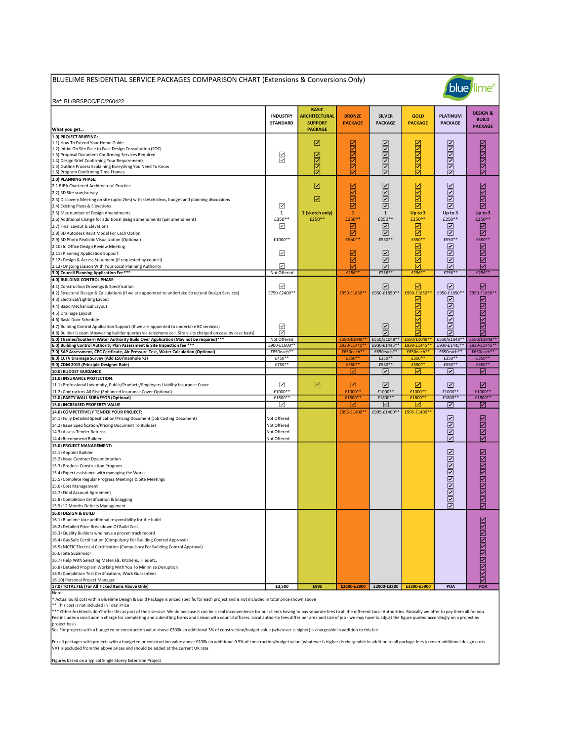# BLUELIME RESIDENTIAL SERVICE PACKAGES COMPARISON CHART (Extensions & Conversions Only)

Ref: BL/BRSPCC/EC/260422

| What you get... | INDUSTRY STANDARD | BASIC ARCHITECTURAL SUPPORT PACKAGE | BRONZE PACKAGE | SILVER PACKAGE | GOLD PACKAGE | PLATINUM PACKAGE | DESIGN & BUILD PACKAGE |
|---|---|---|---|---|---|---|---|
| **1.0) PROJECT BRIEFING:** | | | | | | | |
| 1.1) How To Extend Your Home Guide | | ☑ | ☑ | ☑ | ☑ | ☑ | ☑ |
| 1.2) Initial On Site Face to Face Design Consultation (FOC) | | | ☑ | ☑ | ☑ | ☑ | ☑ |
| 1.3) Proposal Document Confirming Services Required | ☑ | ☑ | ☑ | ☑ | ☑ | ☑ | ☑ |
| 1.4) Design Brief Confirming Your Requirements | ☑ | ☑ | ☑ | ☑ | ☑ | ☑ | ☑ |
| 1.5) Outline Process Explaining Everything You Need To Know | | ☑ | ☑ | ☑ | ☑ | ☑ | ☑ |
| 1.6) Program Confirming Time Frames | | ☑ | ☑ | ☑ | ☑ | ☑ | ☑ |
| **2.0) PLANNING PHASE:** | | | | | | | |
| 2.1 RIBA Chartered Architectural Practice | | ☑ | ☑ | ☑ | ☑ | ☑ | ☑ |
| 2.2) 3D Site scan/survey | | | ☑ | ☑ | ☑ | ☑ | ☑ |
| 2.3) Discovery Meeting on site (upto 2hrs) with sketch ideas, budget and planning discussions | | ☑ | ☑ | ☑ | ☑ | ☑ | ☑ |
| 2.4) Existing Plans & Elevations | ☑ | | ☑ | ☑ | ☑ | ☑ | ☑ |
| 2.5) Max number of Design Amendments | 1 | 1 (sketch only) | 1 | 1 | Up to 3 | Up to 3 | Up to 3 |
| 2.6) Additional Charge for additional design amendments (per amendment) | £350** | £250** | £250** | £250** | £250** | £250** | £250** |
| 2.7) Final Layout & Elevations | ☑ | | ☑ | ☑ | ☑ | ☑ | ☑ |
| 2.8) 3D Autodesk Revit Model For Each Option | | | ☑ | ☑ | ☑ | ☑ | ☑ |
| 2.9) 3D Photo Realistic Visualization (Optional) | £1000** | | £550** | £550** | £550** | £550** | £550** |
| 2.10) In Office Design Review Meeting | | | | | ☑ | ☑ | ☑ |
| 2.11) Planning Application Support | ☑ | | ☑ | ☑ | ☑ | ☑ | ☑ |
| 2.12) Design & Access Statement (If requested by council) | | | ☑ | ☑ | ☑ | ☑ | ☑ |
| 2.13) Ongoing Liaison With Your Local Planning Authority | ☑ | | ☑ | ☑ | ☑ | ☑ | ☑ |
| **3.0) Council Planning Application Fee*** ** | Not Offered | | £256** | £256** | £256** | £256** | £256** |
| **4.0) BUILDING CONTROL PHASE:** | | | | | | | |
| 4.1) Construction Drawings & Specification | ☑ | | | ☑ | ☑ | ☑ | ☑ |
| 4.2) Structural Design & Calculations (If we are appointed to undertake Structural Design Services) | £750-£2400** | | £950-£1850** | £950-£1850** | £950-£1850** | £950-£1850** | £950-£1850** |
| 4.3) Electrical/Lighting Layout | | | | | ☑ | ☑ | ☑ |
| 4.4) Basic Mechanical Layout | | | | | ☑ | ☑ | ☑ |
| 4.5) Drainage Layout | | | | | ☑ | ☑ | ☑ |
| 4.6) Basic Door Schedule | | | | | ☑ | ☑ | ☑ |
| 4.7) Building Control Application Support (If we are appointed to undertake BC services) | ☑ | | | ☑ | ☑ | ☑ | ☑ |
| 4.8) Builder Liaison (Answering builder queries via telephone call. Site visits charged on case by case basis) | ☑ | | | ☑ | ☑ | ☑ | ☑ |
| **5.0) Thames/Southern Water Authority Build Over Application (May not be required)*** ** | Not Offered | | £550/£1048** | £550/£1048** | £550/£1048** | £550/£1048** | £550/£1048** |
| **6.0) Building Control Authority Plan Assessment & Site Inspection fee *** ** | £900-£1600** | | £930-£1445** | £930-£1445** | £930-£1445** | £930-£1445** | £930-£1445** |
| **7.0) SAP Assessment, CPC Certficate, Air Pressure Test, Water Calculation (Optional)** | £850each** | | £650each** | £650each** | £650each** | £650each** | £650each** |
| **8.0) CCTV Drainage Survey (Add £50/manhole >3)** | £450** | | £350** | £350** | £350** | £350** | £350** |
| **9.0) CDM 2015 (Principle Designer Role)** | £750** | | £550** | £550** | £550** | £550** | £550** |
| **10.0) BUDGET GUIDANCE** | | | ☑ | ☑ | ☑ | ☑ | ☑ |
| **11.0) INSURANCE PROTECTION:** | | | | | | | |
| 11.1) Professional Indemnity, Public/Products/Employers Liability Insurance Cover | ☑ | ☑ | ☑ | ☑ | ☑ | ☑ | ☑ |
| 11.2) Contractors All Risk (Enhanced Insurance Cover Optional) | £1000** | | £1000** | £1000** | £1000** | £1000** | £1000** |
| **12.0) PARTY WALL SURVEYOR (Optional)** | £1800** | | £1800** | £1800** | £1800** | £1800** | £1800** |
| **13.0) INCREASED PROPERTY VALUE** | ☑ | | ☑ | ☑ | ☑ | ☑ | ☑ |
| **14.0) COMPETITIVELY TENDER YOUR PROJECT:** | | | £995-£1400** | £995-£1400** | £995-£1400** | | |
| 14.1) Fully Detailed Specification/Pricing Document (Job Costing Document) | Not Offered | | | | | ☑ | ☑ |
| 14.2) Issue Specification/Pricing Document To Builders | Not Offered | | | | | ☑ | ☑ |
| 14.3) Assess Tender Returns | Not Offered | | | | | ☑ | ☑ |
| 14.4) Recommend Builder | Not Offered | | | | | ☑ | ☑ |
| **15.0) PROJECT MANAGEMENT:** | | | | | | | |
| 15.1) Appoint Builder | | | | | | ☑ | ☑ |
| 15.2) Issue Contract Documentation | | | | | | ☑ | ☑ |
| 15.3) Produce Construction Program | | | | | | ☑ | ☑ |
| 15.4) Expert assistance with managing the Works | | | | | | ☑ | ☑ |
| 15.5) Complete Regular Progress Meetings & Site Meetings | | | | | | ☑ | ☑ |
| 15.6) Cost Management | | | | | | ☑ | ☑ |
| 15.7) Final Account Agreement | | | | | | ☑ | ☑ |
| 15.8) Completion Certification & Snagging | | | | | | ☑ | ☑ |
| 15.9) 12 Months Defects Management | | | | | | ☑ | ☑ |
| **16.0) DESIGN & BUILD** | | | | | | | |
| 16.1) Bluelime take additional responsibility for the build | | | | | | | ☑ |
| 16.2) Detailed Price Breakdown Of Build Cost | | | | | | | ☑ |
| 16.3) Quality Builders who have a proven track record | | | | | | | ☑ |
| 16.4) Gas Safe Certification (Compulsory For Building Control Approval) | | | | | | | ☑ |
| 16.5) NICEIC Electrical Certification (Compulsory For Building Control Approval) | | | | | | | ☑ |
| 16.6) Site Supervisor | | | | | | | ☑ |
| 16.7) Help With Selecting Materials, Kitchens, Tiles etc. | | | | | | | ☑ |
| 16.8) Detailed Program Working With You To Minimize Disruption | | | | | | | ☑ |
| 16.9) Completion Test Certifications, Work Guarantees | | | | | | | ☑ |
| 16.10) Personal Project Manager | | | | | | | ☑ |
| **17.0) TOTAL FEE (For All Ticked Items Above Only)** | **£3,500** | **£995** | **£2600-£2900** | **£2900-£3300** | **£3300-£5900** | **POA** | **POA** |

Note:

* Actual build cost within Bluelime Design & Build Package is priced specific for each project and is not included in total price shown above

** This cost is not included in Total Price

*** Other Architects don't offer this as part of their service. We do because it can be a real inconvenience for our clients having to pay separate fees to all the different Local Authorities. Basically we offer to pay them all for you. Fee includes a small admin charge for completing and submitting forms and liaison with council officers. Local authority fees differ per area and size of job - we may have to adjust the figure quoted accordingly on a project by project basis.

Sec For projects with a budgeted or construction value above £200k an additional 3% of construction/budget value (whatever is higher) is chargeable in addition to this fee

For all packages with projects with a budgeted or construction value above £200k an additional 0.5% of construction/budget value (whatever is higher) is chargeable in addition to all package fees to cover additional design costs

VAT is excluded from the above prices and should be added at the current UK rate

Figures based on a typical Single Storey Extension Project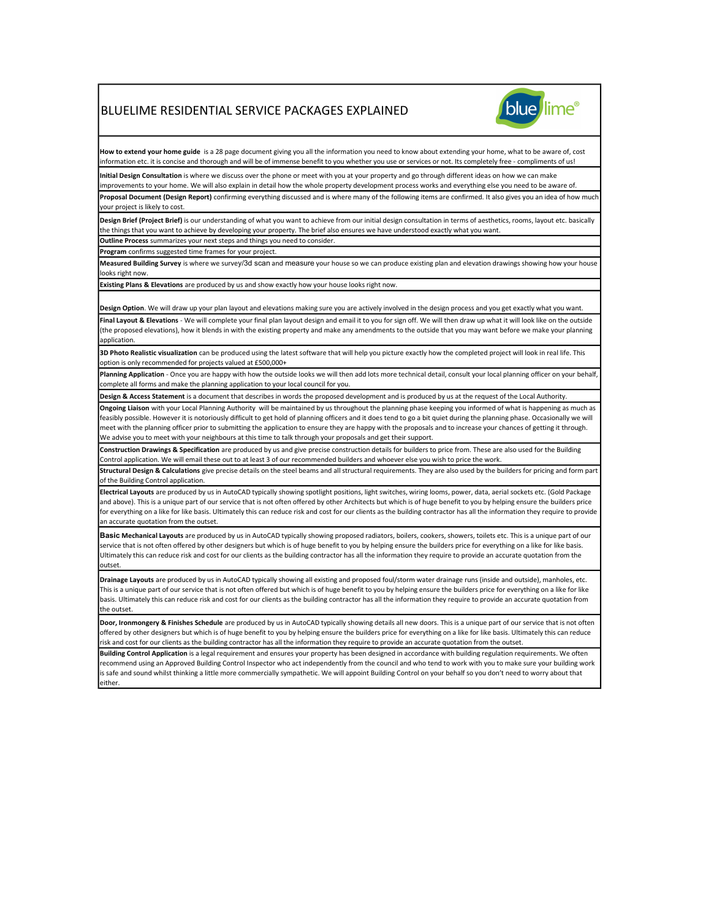# BLUELIME RESIDENTIAL SERVICE PACKAGES EXPLAINED

**How to extend your home guide** is a 28 page document giving you all the information you need to know about extending your home, what to be aware of, cost information etc. it is concise and thorough and will be of immense benefit to you whether you use or services or not. Its completely free - compliments of us!

**Initial Design Consultation** is where we discuss over the phone or meet with you at your property and go through different ideas on how we can make improvements to your home. We will also explain in detail how the whole property development process works and everything else you need to be aware of.

**Proposal Document (Design Report)** confirming everything discussed and is where many of the following items are confirmed. It also gives you an idea of how much your project is likely to cost.

**Design Brief (Project Brief)** is our understanding of what you want to achieve from our initial design consultation in terms of aesthetics, rooms, layout etc. basically the things that you want to achieve by developing your property. The brief also ensures we have understood exactly what you want.

**Outline Process** summarizes your next steps and things you need to consider.

**Program** confirms suggested time frames for your project.

**Measured Building Survey** is where we survey/3d scan and measure your house so we can produce existing plan and elevation drawings showing how your house looks right now.

**Existing Plans & Elevations** are produced by us and show exactly how your house looks right now.

**Design Option**. We will draw up your plan layout and elevations making sure you are actively involved in the design process and you get exactly what you want.

**Final Layout & Elevations** - We will complete your final plan layout design and email it to you for sign off. We will then draw up what it will look like on the outside (the proposed elevations), how it blends in with the existing property and make any amendments to the outside that you may want before we make your planning application.

**3D Photo Realistic visualization** can be produced using the latest software that will help you picture exactly how the completed project will look in real life. This option is only recommended for projects valued at £500,000+

**Planning Application** - Once you are happy with how the outside looks we will then add lots more technical detail, consult your local planning officer on your behalf, complete all forms and make the planning application to your local council for you.

**Design & Access Statement** is a document that describes in words the proposed development and is produced by us at the request of the Local Authority.

**Ongoing Liaison** with your Local Planning Authority will be maintained by us throughout the planning phase keeping you informed of what is happening as much as feasibly possible. However it is notoriously difficult to get hold of planning officers and it does tend to go a bit quiet during the planning phase. Occasionally we will meet with the planning officer prior to submitting the application to ensure they are happy with the proposals and to increase your chances of getting it through. We advise you to meet with your neighbours at this time to talk through your proposals and get their support.

**Construction Drawings & Specification** are produced by us and give precise construction details for builders to price from. These are also used for the Building Control application. We will email these out to at least 3 of our recommended builders and whoever else you wish to price the work.

**Structural Design & Calculations** give precise details on the steel beams and all structural requirements. They are also used by the builders for pricing and form part of the Building Control application.

**Electrical Layouts** are produced by us in AutoCAD typically showing spotlight positions, light switches, wiring looms, power, data, aerial sockets etc. (Gold Package and above). This is a unique part of our service that is not often offered by other Architects but which is of huge benefit to you by helping ensure the builders price for everything on a like for like basis. Ultimately this can reduce risk and cost for our clients as the building contractor has all the information they require to provide an accurate quotation from the outset.

**Basic Mechanical Layouts** are produced by us in AutoCAD typically showing proposed radiators, boilers, cookers, showers, toilets etc. This is a unique part of our service that is not often offered by other designers but which is of huge benefit to you by helping ensure the builders price for everything on a like for like basis. Ultimately this can reduce risk and cost for our clients as the building contractor has all the information they require to provide an accurate quotation from the outset.

**Drainage Layouts** are produced by us in AutoCAD typically showing all existing and proposed foul/storm water drainage runs (inside and outside), manholes, etc. This is a unique part of our service that is not often offered but which is of huge benefit to you by helping ensure the builders price for everything on a like for like basis. Ultimately this can reduce risk and cost for our clients as the building contractor has all the information they require to provide an accurate quotation from the outset.

**Door, Ironmongery & Finishes Schedule** are produced by us in AutoCAD typically showing details all new doors. This is a unique part of our service that is not often offered by other designers but which is of huge benefit to you by helping ensure the builders price for everything on a like for like basis. Ultimately this can reduce risk and cost for our clients as the building contractor has all the information they require to provide an accurate quotation from the outset.

**Building Control Application** is a legal requirement and ensures your property has been designed in accordance with building regulation requirements. We often recommend using an Approved Building Control Inspector who act independently from the council and who tend to work with you to make sure your building work is safe and sound whilst thinking a little more commercially sympathetic. We will appoint Building Control on your behalf so you don't need to worry about that either.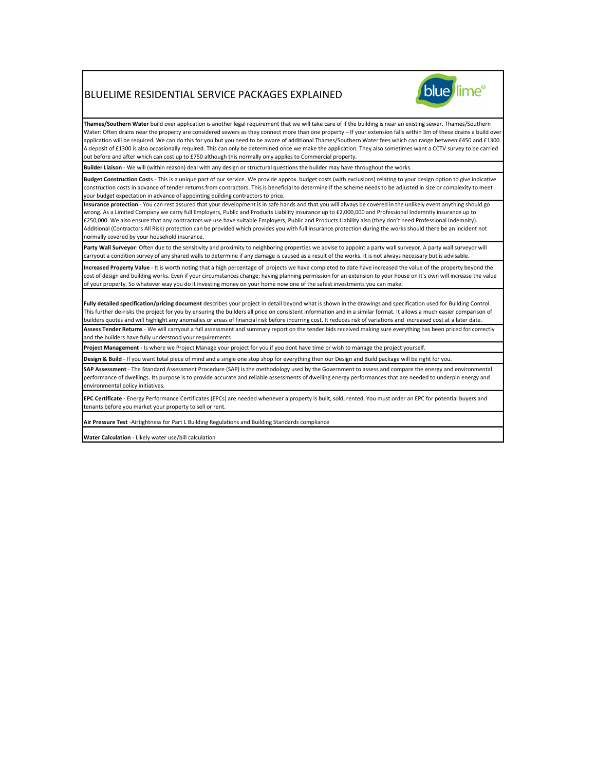# BLUELIME RESIDENTIAL SERVICE PACKAGES EXPLAINED

**Thames/Southern Water** build over application is another legal requirement that we will take care of if the building is near an existing sewer. Thames/Southern Water: Often drains near the property are considered sewers as they connect more than one property – If your extension falls within 3m of these drains a build over application will be required. We can do this for you but you need to be aware of additional Thames/Southern Water fees which can range between £450 and £1300. A deposit of £1300 is also occasionally required. This can only be determined once we make the application. They also sometimes want a CCTV survey to be carried out before and after which can cost up to £750 although this normally only applies to Commercial property.

**Builder Liaison** - We will (within reason) deal with any design or structural questions the builder may have throughout the works.

**Budget Construction Costs** - This is a unique part of our service. We provide approx. budget costs (with exclusions) relating to your design option to give indicative construction costs in advance of tender returns from contractors. This is beneficial to determine if the scheme needs to be adjusted in size or complexity to meet your budget expectation in advance of appointing building contractors to price.

**Insurance protection** - You can rest assured that your development is in safe hands and that you will always be covered in the unlikely event anything should go wrong. As a Limited Company we carry full Employers, Public and Products Liability insurance up to £2,000,000 and Professional Indemnity insurance up to £250,000. We also ensure that any contractors we use have suitable Employers, Public and Products Liability also (they don't need Professional Indemnity). Additional (Contractors All Risk) protection can be provided which provides you with full insurance protection during the works should there be an incident not normally covered by your household insurance.

**Party Wall Surveyor**: Often due to the sensitivity and proximity to neighboring properties we advise to appoint a party wall surveyor. A party wall surveyor will carryout a condition survey of any shared walls to determine if any damage is caused as a result of the works. It is not always necessary but is advisable.

**Increased Property Value** - It is worth noting that a high percentage of projects we have completed to date have increased the value of the property beyond the cost of design and building works. Even if your circumstances change; having planning permission for an extension to your house on it's own will increase the value of your property. So whatever way you do it investing money on your home now one of the safest investments you can make.

**Fully detailed specification/pricing document** describes your project in detail beyond what is shown in the drawings and specification used for Building Control. This further de-risks the project for you by ensuring the builders all price on consistent information and in a similar format. It allows a much easier comparison of builders quotes and will highlight any anomalies or areas of financial risk before incurring cost. It reduces risk of variations and increased cost at a later date.

**Assess Tender Returns** - We will carryout a full assessment and summary report on the tender bids received making sure everything has been priced for correctly and the builders have fully understood your requirements

**Project Management** - Is where we Project Manage your project for you if you dont have time or wish to manage the project yourself.

**Design & Build** - If you want total piece of mind and a single one stop shop for everything then our Design and Build package will be right for you.

**SAP Assessment** - The Standard Assessment Procedure (SAP) is the methodology used by the Government to assess and compare the energy and environmental performance of dwellings. Its purpose is to provide accurate and reliable assessments of dwelling energy performances that are needed to underpin energy and environmental policy initiatives.

**EPC Certificate** - Energy Performance Certificates (EPCs) are needed whenever a property is built, sold, rented. You must order an EPC for potential buyers and tenants before you market your property to sell or rent.

**Air Pressure Test** -Airtightness for Part L Building Regulations and Building Standards compliance

**Water Calculation** - Likely water use/bill calculation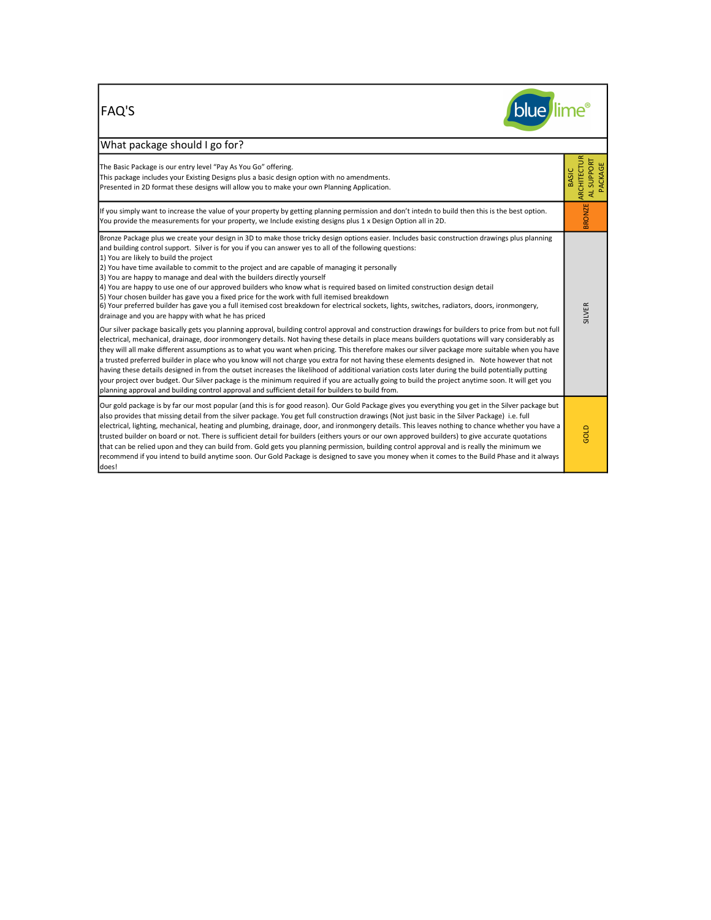# FAQ'S

## What package should I go for?

| | |
|---|---|
| The Basic Package is our entry level "Pay As You Go" offering.<br>This package includes your Existing Designs plus a basic design option with no amendments.<br>Presented in 2D format these designs will allow you to make your own Planning Application. | BASIC ARCHITECTURAL SUPPORT PACKAGE |
| If you simply want to increase the value of your property by getting planning permission and don't intedn to build then this is the best option.<br>You provide the measurements for your property, we Include existing designs plus 1 x Design Option all in 2D. | BRONZE |
| Bronze Package plus we create your design in 3D to make those tricky design options easier. Includes basic construction drawings plus planning and building control support. Silver is for you if you can answer yes to all of the following questions:<br>1) You are likely to build the project<br>2) You have time available to commit to the project and are capable of managing it personally<br>3) You are happy to manage and deal with the builders directly yourself<br>4) You are happy to use one of our approved builders who know what is required based on limited construction design detail<br>5) Your chosen builder has gave you a fixed price for the work with full itemised breakdown<br>6) Your preferred builder has gave you a full itemised cost breakdown for electrical sockets, lights, switches, radiators, doors, ironmongery, drainage and you are happy with what he has priced<br><br>Our silver package basically gets you planning approval, building control approval and construction drawings for builders to price from but not full electrical, mechanical, drainage, door ironmongery details. Not having these details in place means builders quotations will vary considerably as they will all make different assumptions as to what you want when pricing. This therefore makes our silver package more suitable when you have a trusted preferred builder in place who you know will not charge you extra for not having these elements designed in. Note however that not having these details designed in from the outset increases the likelihood of additional variation costs later during the build potentially putting your project over budget. Our Silver package is the minimum required if you are actually going to build the project anytime soon. It will get you planning approval and building control approval and sufficient detail for builders to build from. | SILVER |
| Our gold package is by far our most popular (and this is for good reason). Our Gold Package gives you everything you get in the Silver package but also provides that missing detail from the silver package. You get full construction drawings (Not just basic in the Silver Package) i.e. full electrical, lighting, mechanical, heating and plumbing, drainage, door, and ironmongery details. This leaves nothing to chance whether you have a trusted builder on board or not. There is sufficient detail for builders (eithers yours or our own approved builders) to give accurate quotations that can be relied upon and they can build from. Gold gets you planning permission, building control approval and is really the minimum we recommend if you intend to build anytime soon. Our Gold Package is designed to save you money when it comes to the Build Phase and it always does! | GOLD |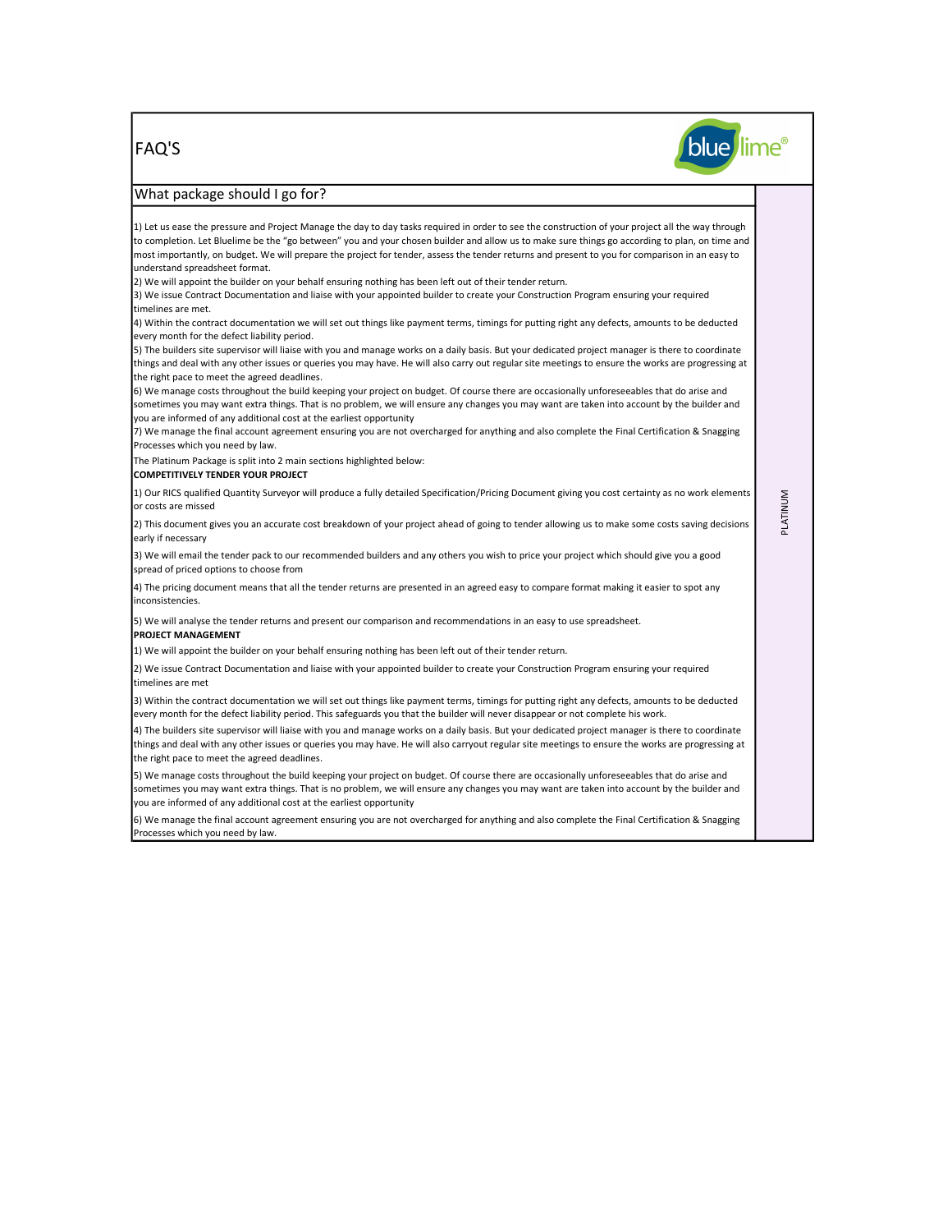# FAQ'S

## What package should I go for?

1) Let us ease the pressure and Project Manage the day to day tasks required in order to see the construction of your project all the way through to completion. Let Bluelime be the "go between" you and your chosen builder and allow us to make sure things go according to plan, on time and most importantly, on budget. We will prepare the project for tender, assess the tender returns and present to you for comparison in an easy to understand spreadsheet format.
2) We will appoint the builder on your behalf ensuring nothing has been left out of their tender return.
3) We issue Contract Documentation and liaise with your appointed builder to create your Construction Program ensuring your required timelines are met.
4) Within the contract documentation we will set out things like payment terms, timings for putting right any defects, amounts to be deducted every month for the defect liability period.
5) The builders site supervisor will liaise with you and manage works on a daily basis. But your dedicated project manager is there to coordinate things and deal with any other issues or queries you may have. He will also carry out regular site meetings to ensure the works are progressing at the right pace to meet the agreed deadlines.
6) We manage costs throughout the build keeping your project on budget. Of course there are occasionally unforeseeables that do arise and sometimes you may want extra things. That is no problem, we will ensure any changes you may want are taken into account by the builder and you are informed of any additional cost at the earliest opportunity
7) We manage the final account agreement ensuring you are not overcharged for anything and also complete the Final Certification & Snagging Processes which you need by law.

The Platinum Package is split into 2 main sections highlighted below:

**COMPETITIVELY TENDER YOUR PROJECT**

1) Our RICS qualified Quantity Surveyor will produce a fully detailed Specification/Pricing Document giving you cost certainty as no work elements or costs are missed

2) This document gives you an accurate cost breakdown of your project ahead of going to tender allowing us to make some costs saving decisions early if necessary

3) We will email the tender pack to our recommended builders and any others you wish to price your project which should give you a good spread of priced options to choose from

4) The pricing document means that all the tender returns are presented in an agreed easy to compare format making it easier to spot any inconsistencies.

5) We will analyse the tender returns and present our comparison and recommendations in an easy to use spreadsheet.

**PROJECT MANAGEMENT**

1) We will appoint the builder on your behalf ensuring nothing has been left out of their tender return.

2) We issue Contract Documentation and liaise with your appointed builder to create your Construction Program ensuring your required timelines are met

3) Within the contract documentation we will set out things like payment terms, timings for putting right any defects, amounts to be deducted every month for the defect liability period. This safeguards you that the builder will never disappear or not complete his work.

4) The builders site supervisor will liaise with you and manage works on a daily basis. But your dedicated project manager is there to coordinate things and deal with any other issues or queries you may have. He will also carryout regular site meetings to ensure the works are progressing at the right pace to meet the agreed deadlines.

5) We manage costs throughout the build keeping your project on budget. Of course there are occasionally unforeseeables that do arise and sometimes you may want extra things. That is no problem, we will ensure any changes you may want are taken into account by the builder and you are informed of any additional cost at the earliest opportunity

6) We manage the final account agreement ensuring you are not overcharged for anything and also complete the Final Certification & Snagging Processes which you need by law.

PLATINUM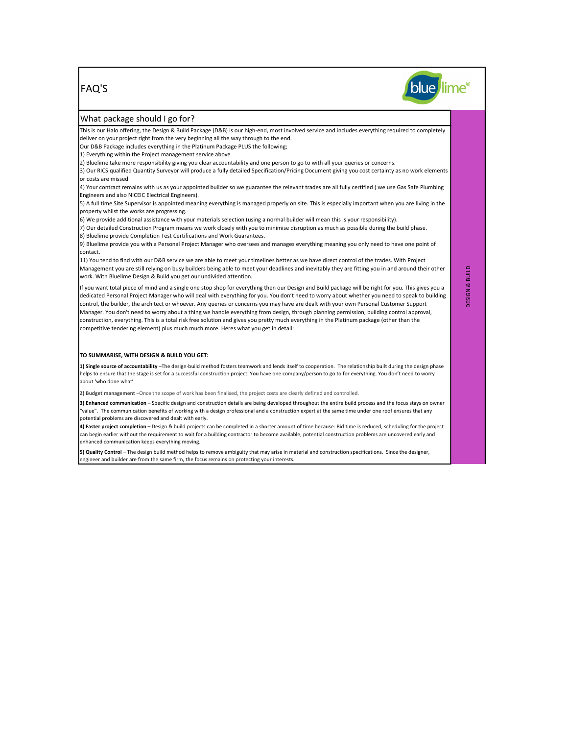# FAQ'S

## What package should I go for?

This is our Halo offering, the Design & Build Package (D&B) is our high-end, most involved service and includes everything required to completely deliver on your project right from the very beginning all the way through to the end.

Our D&B Package includes everything in the Platinum Package PLUS the following;

1) Everything within the Project management service above

2) Bluelime take more responsibility giving you clear accountability and one person to go to with all your queries or concerns.

3) Our RICS qualified Quantity Surveyor will produce a fully detailed Specification/Pricing Document giving you cost certainty as no work elements or costs are missed

4) Your contract remains with us as your appointed builder so we guarantee the relevant trades are all fully certified ( we use Gas Safe Plumbing Engineers and also NICEIC Electrical Engineers).

5) A full time Site Supervisor is appointed meaning everything is managed properly on site. This is especially important when you are living in the property whilst the works are progressing.

6) We provide additional assistance with your materials selection (using a normal builder will mean this is your responsibility).

7) Our detailed Construction Program means we work closely with you to minimise disruption as much as possible during the build phase.

8) Bluelime provide Completion Test Certifications and Work Guarantees.

9) Bluelime provide you with a Personal Project Manager who oversees and manages everything meaning you only need to have one point of contact.

11) You tend to find with our D&B service we are able to meet your timelines better as we have direct control of the trades. With Project Management you are still relying on busy builders being able to meet your deadlines and inevitably they are fitting you in and around their other work. With Bluelime Design & Build you get our undivided attention.

If you want total piece of mind and a single one stop shop for everything then our Design and Build package will be right for you. This gives you a dedicated Personal Project Manager who will deal with everything for you. You don't need to worry about whether you need to speak to building control, the builder, the architect or whoever. Any queries or concerns you may have are dealt with your own Personal Customer Support Manager. You don't need to worry about a thing we handle everything from design, through planning permission, building control approval, construction, everything. This is a total risk free solution and gives you pretty much everything in the Platinum package (other than the competitive tendering element) plus much much more. Heres what you get in detail:

**TO SUMMARISE, WITH DESIGN & BUILD YOU GET:**

**1) Single source of accountability** –The design-build method fosters teamwork and lends itself to cooperation. The relationship built during the design phase helps to ensure that the stage is set for a successful construction project. You have one company/person to go to for everything. You don't need to worry about 'who done what'

**2) Budget management** –Once the scope of work has been finalised, the project costs are clearly defined and controlled.

**3) Enhanced communication –** Specific design and construction details are being developed throughout the entire build process and the focus stays on owner "value". The communication benefits of working with a design professional and a construction expert at the same time under one roof ensures that any potential problems are discovered and dealt with early.

**4) Faster project completion** – Design & build projects can be completed in a shorter amount of time because: Bid time is reduced, scheduling for the project can begin earlier without the requirement to wait for a building contractor to become available, potential construction problems are uncovered early and enhanced communication keeps everything moving.

**5) Quality Control** – The design build method helps to remove ambiguity that may arise in material and construction specifications. Since the designer, engineer and builder are from the same firm, the focus remains on protecting your interests.

DESIGN & BUILD